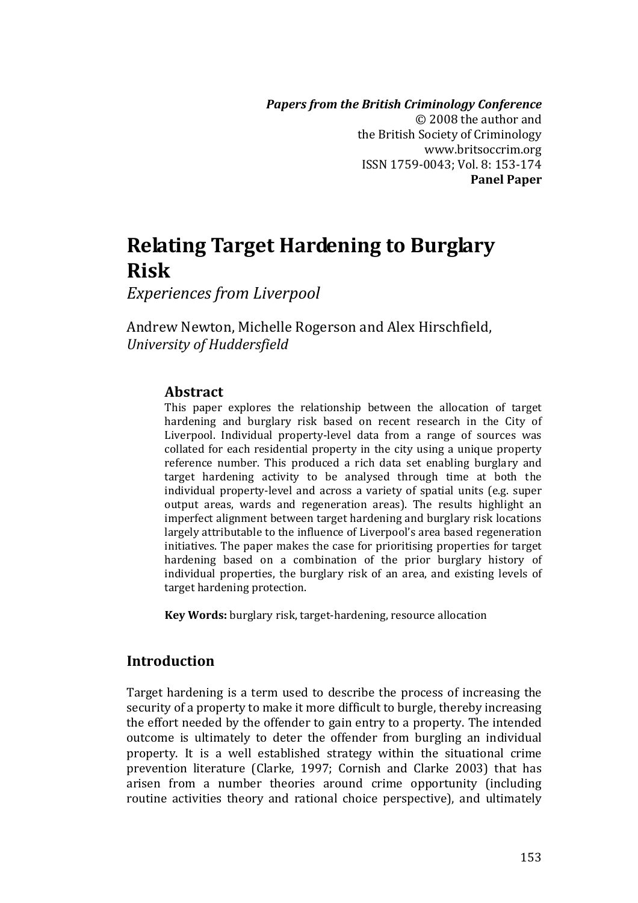*Papers from the British Criminology Conference*
© 2008 the author and
the British Society of Criminology
www.britsoccrim.org
ISSN 1759-0043; Vol. 8: 153-174
**Panel Paper**

# Relating Target Hardening to Burglary Risk

*Experiences from Liverpool*

Andrew Newton, Michelle Rogerson and Alex Hirschfield,
*University of Huddersfield*

## Abstract

This paper explores the relationship between the allocation of target hardening and burglary risk based on recent research in the City of Liverpool. Individual property-level data from a range of sources was collated for each residential property in the city using a unique property reference number. This produced a rich data set enabling burglary and target hardening activity to be analysed through time at both the individual property-level and across a variety of spatial units (e.g. super output areas, wards and regeneration areas). The results highlight an imperfect alignment between target hardening and burglary risk locations largely attributable to the influence of Liverpool's area based regeneration initiatives. The paper makes the case for prioritising properties for target hardening based on a combination of the prior burglary history of individual properties, the burglary risk of an area, and existing levels of target hardening protection.

**Key Words:** burglary risk, target-hardening, resource allocation

## Introduction

Target hardening is a term used to describe the process of increasing the security of a property to make it more difficult to burgle, thereby increasing the effort needed by the offender to gain entry to a property. The intended outcome is ultimately to deter the offender from burgling an individual property. It is a well established strategy within the situational crime prevention literature (Clarke, 1997; Cornish and Clarke 2003) that has arisen from a number theories around crime opportunity (including routine activities theory and rational choice perspective), and ultimately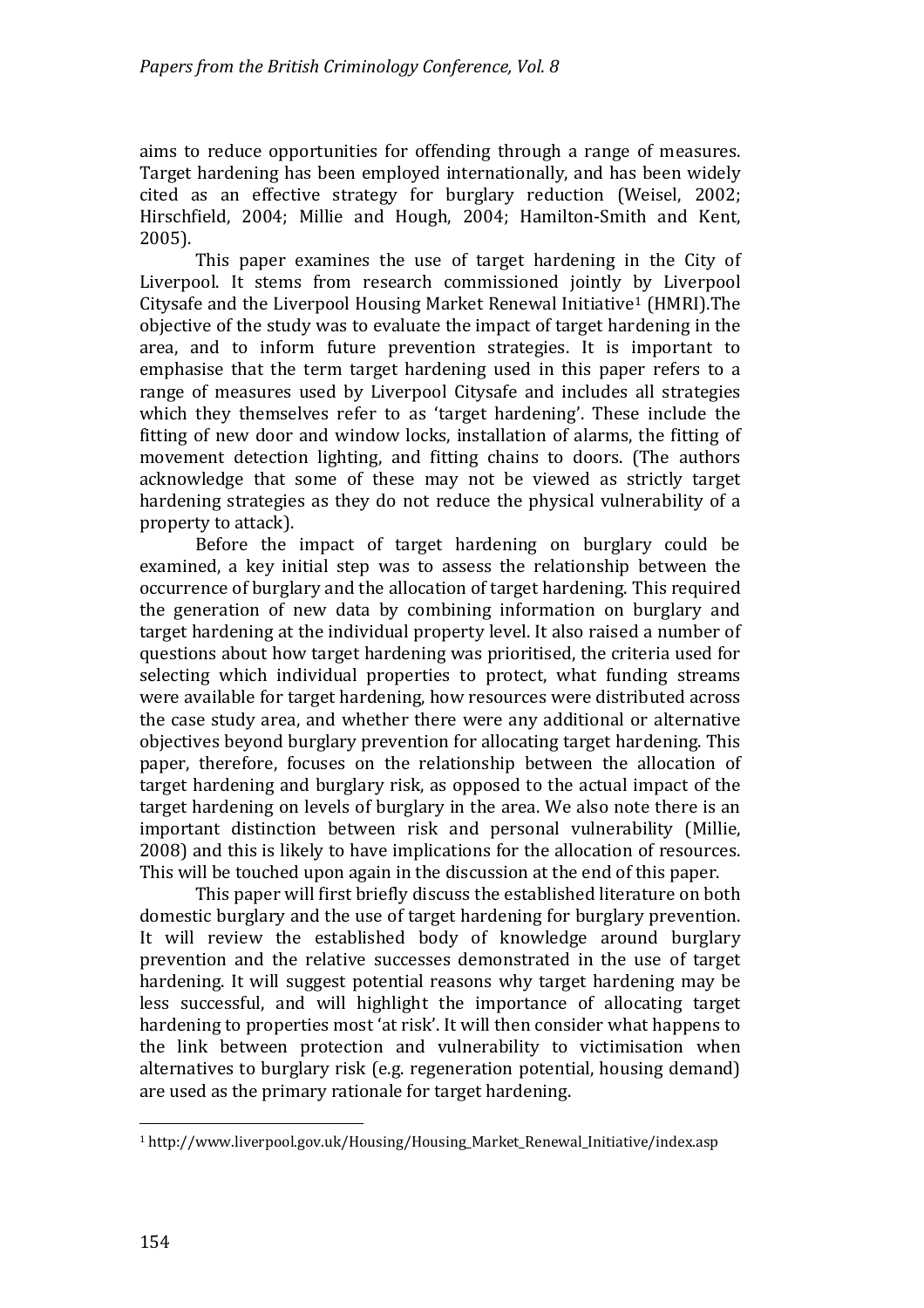aims to reduce opportunities for offending through a range of measures. Target hardening has been employed internationally, and has been widely cited as an effective strategy for burglary reduction (Weisel, 2002; Hirschfield, 2004; Millie and Hough, 2004; Hamilton-Smith and Kent, 2005).

This paper examines the use of target hardening in the City of Liverpool. It stems from research commissioned jointly by Liverpool Citysafe and the Liverpool Housing Market Renewal Initiative[1] (HMRI).The objective of the study was to evaluate the impact of target hardening in the area, and to inform future prevention strategies. It is important to emphasise that the term target hardening used in this paper refers to a range of measures used by Liverpool Citysafe and includes all strategies which they themselves refer to as 'target hardening'. These include the fitting of new door and window locks, installation of alarms, the fitting of movement detection lighting, and fitting chains to doors. (The authors acknowledge that some of these may not be viewed as strictly target hardening strategies as they do not reduce the physical vulnerability of a property to attack).

Before the impact of target hardening on burglary could be examined, a key initial step was to assess the relationship between the occurrence of burglary and the allocation of target hardening. This required the generation of new data by combining information on burglary and target hardening at the individual property level. It also raised a number of questions about how target hardening was prioritised, the criteria used for selecting which individual properties to protect, what funding streams were available for target hardening, how resources were distributed across the case study area, and whether there were any additional or alternative objectives beyond burglary prevention for allocating target hardening. This paper, therefore, focuses on the relationship between the allocation of target hardening and burglary risk, as opposed to the actual impact of the target hardening on levels of burglary in the area. We also note there is an important distinction between risk and personal vulnerability (Millie, 2008) and this is likely to have implications for the allocation of resources. This will be touched upon again in the discussion at the end of this paper.

This paper will first briefly discuss the established literature on both domestic burglary and the use of target hardening for burglary prevention. It will review the established body of knowledge around burglary prevention and the relative successes demonstrated in the use of target hardening. It will suggest potential reasons why target hardening may be less successful, and will highlight the importance of allocating target hardening to properties most 'at risk'. It will then consider what happens to the link between protection and vulnerability to victimisation when alternatives to burglary risk (e.g. regeneration potential, housing demand) are used as the primary rationale for target hardening.

[1] http://www.liverpool.gov.uk/Housing/Housing_Market_Renewal_Initiative/index.asp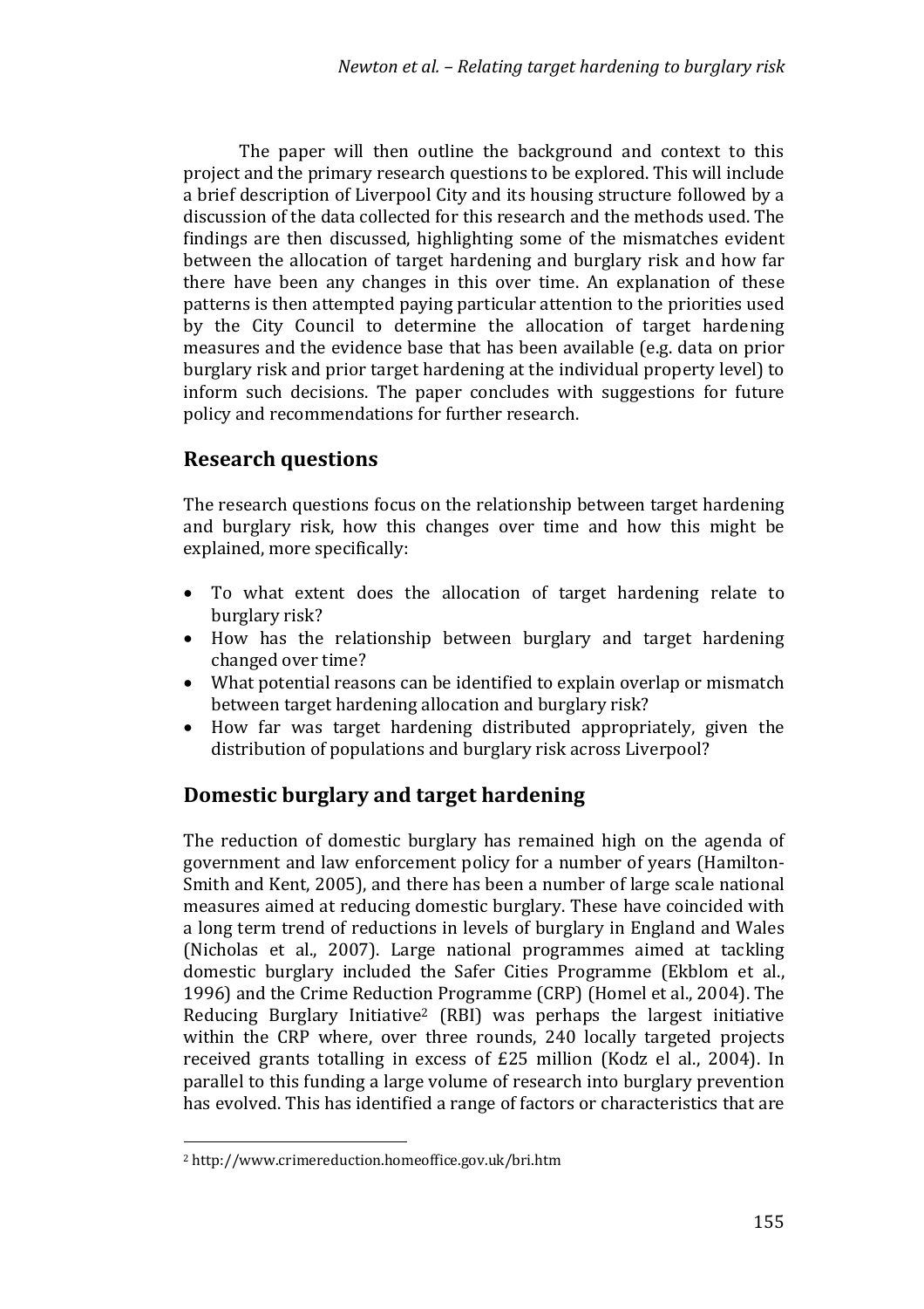The paper will then outline the background and context to this project and the primary research questions to be explored. This will include a brief description of Liverpool City and its housing structure followed by a discussion of the data collected for this research and the methods used. The findings are then discussed, highlighting some of the mismatches evident between the allocation of target hardening and burglary risk and how far there have been any changes in this over time. An explanation of these patterns is then attempted paying particular attention to the priorities used by the City Council to determine the allocation of target hardening measures and the evidence base that has been available (e.g. data on prior burglary risk and prior target hardening at the individual property level) to inform such decisions. The paper concludes with suggestions for future policy and recommendations for further research.

## Research questions

The research questions focus on the relationship between target hardening and burglary risk, how this changes over time and how this might be explained, more specifically:

- To what extent does the allocation of target hardening relate to burglary risk?
- How has the relationship between burglary and target hardening changed over time?
- What potential reasons can be identified to explain overlap or mismatch between target hardening allocation and burglary risk?
- How far was target hardening distributed appropriately, given the distribution of populations and burglary risk across Liverpool?

## Domestic burglary and target hardening

The reduction of domestic burglary has remained high on the agenda of government and law enforcement policy for a number of years (Hamilton-Smith and Kent, 2005), and there has been a number of large scale national measures aimed at reducing domestic burglary. These have coincided with a long term trend of reductions in levels of burglary in England and Wales (Nicholas et al., 2007). Large national programmes aimed at tackling domestic burglary included the Safer Cities Programme (Ekblom et al., 1996) and the Crime Reduction Programme (CRP) (Homel et al., 2004). The Reducing Burglary Initiative[2] (RBI) was perhaps the largest initiative within the CRP where, over three rounds, 240 locally targeted projects received grants totalling in excess of £25 million (Kodz el al., 2004). In parallel to this funding a large volume of research into burglary prevention has evolved. This has identified a range of factors or characteristics that are

[2] http://www.crimereduction.homeoffice.gov.uk/bri.htm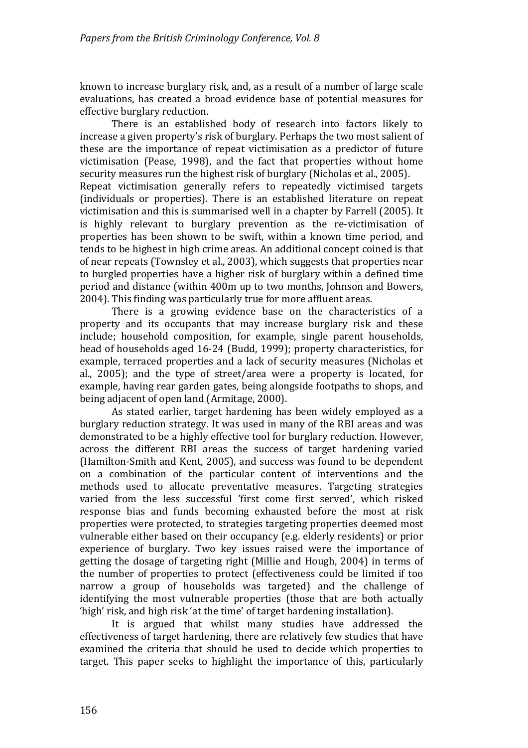known to increase burglary risk, and, as a result of a number of large scale evaluations, has created a broad evidence base of potential measures for effective burglary reduction.

There is an established body of research into factors likely to increase a given property's risk of burglary. Perhaps the two most salient of these are the importance of repeat victimisation as a predictor of future victimisation (Pease, 1998), and the fact that properties without home security measures run the highest risk of burglary (Nicholas et al., 2005).
Repeat victimisation generally refers to repeatedly victimised targets (individuals or properties). There is an established literature on repeat victimisation and this is summarised well in a chapter by Farrell (2005). It is highly relevant to burglary prevention as the re-victimisation of properties has been shown to be swift, within a known time period, and tends to be highest in high crime areas. An additional concept coined is that of near repeats (Townsley et al., 2003), which suggests that properties near to burgled properties have a higher risk of burglary within a defined time period and distance (within 400m up to two months, Johnson and Bowers, 2004). This finding was particularly true for more affluent areas.

There is a growing evidence base on the characteristics of a property and its occupants that may increase burglary risk and these include; household composition, for example, single parent households, head of households aged 16-24 (Budd, 1999); property characteristics, for example, terraced properties and a lack of security measures (Nicholas et al., 2005); and the type of street/area were a property is located, for example, having rear garden gates, being alongside footpaths to shops, and being adjacent of open land (Armitage, 2000).

As stated earlier, target hardening has been widely employed as a burglary reduction strategy. It was used in many of the RBI areas and was demonstrated to be a highly effective tool for burglary reduction. However, across the different RBI areas the success of target hardening varied (Hamilton-Smith and Kent, 2005), and success was found to be dependent on a combination of the particular content of interventions and the methods used to allocate preventative measures. Targeting strategies varied from the less successful 'first come first served', which risked response bias and funds becoming exhausted before the most at risk properties were protected, to strategies targeting properties deemed most vulnerable either based on their occupancy (e.g. elderly residents) or prior experience of burglary. Two key issues raised were the importance of getting the dosage of targeting right (Millie and Hough, 2004) in terms of the number of properties to protect (effectiveness could be limited if too narrow a group of households was targeted) and the challenge of identifying the most vulnerable properties (those that are both actually 'high' risk, and high risk 'at the time' of target hardening installation).

It is argued that whilst many studies have addressed the effectiveness of target hardening, there are relatively few studies that have examined the criteria that should be used to decide which properties to target. This paper seeks to highlight the importance of this, particularly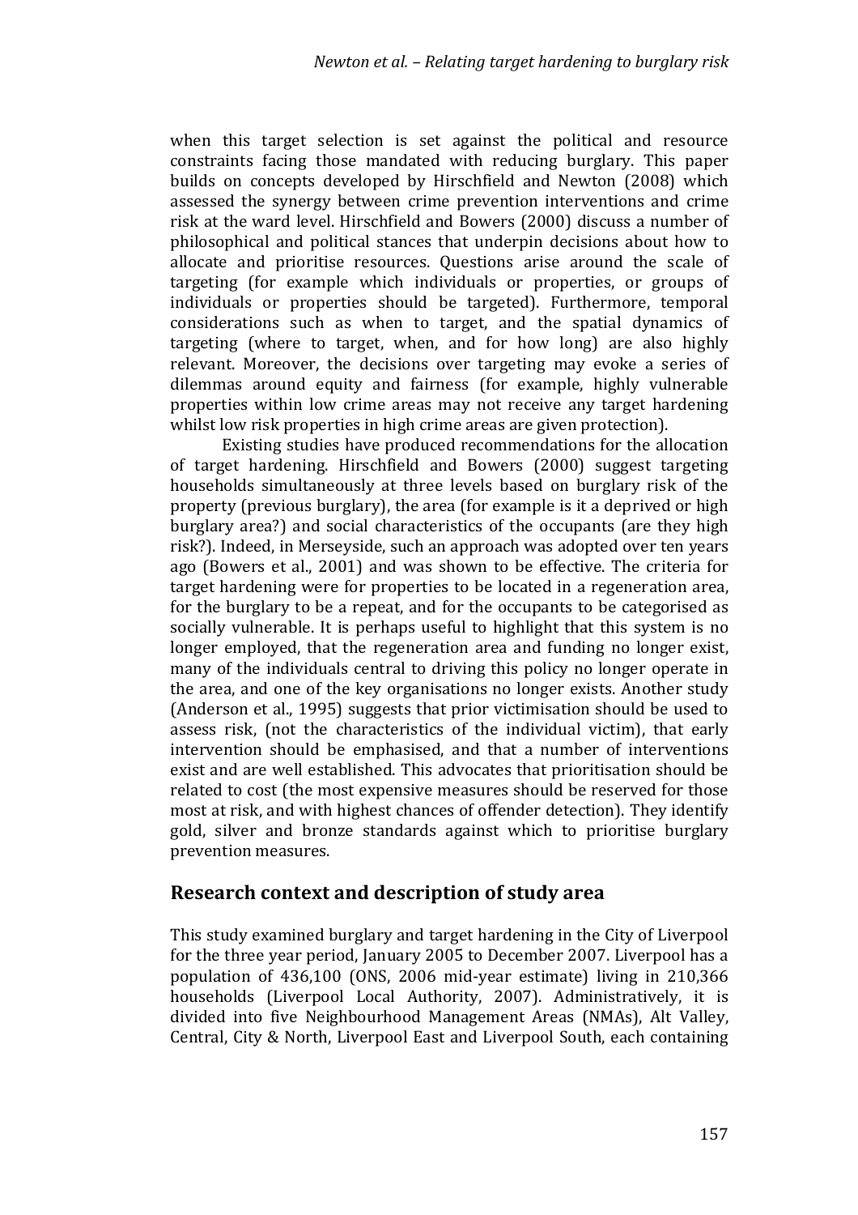when this target selection is set against the political and resource constraints facing those mandated with reducing burglary. This paper builds on concepts developed by Hirschfield and Newton (2008) which assessed the synergy between crime prevention interventions and crime risk at the ward level. Hirschfield and Bowers (2000) discuss a number of philosophical and political stances that underpin decisions about how to allocate and prioritise resources. Questions arise around the scale of targeting (for example which individuals or properties, or groups of individuals or properties should be targeted). Furthermore, temporal considerations such as when to target, and the spatial dynamics of targeting (where to target, when, and for how long) are also highly relevant. Moreover, the decisions over targeting may evoke a series of dilemmas around equity and fairness (for example, highly vulnerable properties within low crime areas may not receive any target hardening whilst low risk properties in high crime areas are given protection).

Existing studies have produced recommendations for the allocation of target hardening. Hirschfield and Bowers (2000) suggest targeting households simultaneously at three levels based on burglary risk of the property (previous burglary), the area (for example is it a deprived or high burglary area?) and social characteristics of the occupants (are they high risk?). Indeed, in Merseyside, such an approach was adopted over ten years ago (Bowers et al., 2001) and was shown to be effective. The criteria for target hardening were for properties to be located in a regeneration area, for the burglary to be a repeat, and for the occupants to be categorised as socially vulnerable. It is perhaps useful to highlight that this system is no longer employed, that the regeneration area and funding no longer exist, many of the individuals central to driving this policy no longer operate in the area, and one of the key organisations no longer exists. Another study (Anderson et al., 1995) suggests that prior victimisation should be used to assess risk, (not the characteristics of the individual victim), that early intervention should be emphasised, and that a number of interventions exist and are well established. This advocates that prioritisation should be related to cost (the most expensive measures should be reserved for those most at risk, and with highest chances of offender detection). They identify gold, silver and bronze standards against which to prioritise burglary prevention measures.

## Research context and description of study area

This study examined burglary and target hardening in the City of Liverpool for the three year period, January 2005 to December 2007. Liverpool has a population of 436,100 (ONS, 2006 mid-year estimate) living in 210,366 households (Liverpool Local Authority, 2007). Administratively, it is divided into five Neighbourhood Management Areas (NMAs), Alt Valley, Central, City & North, Liverpool East and Liverpool South, each containing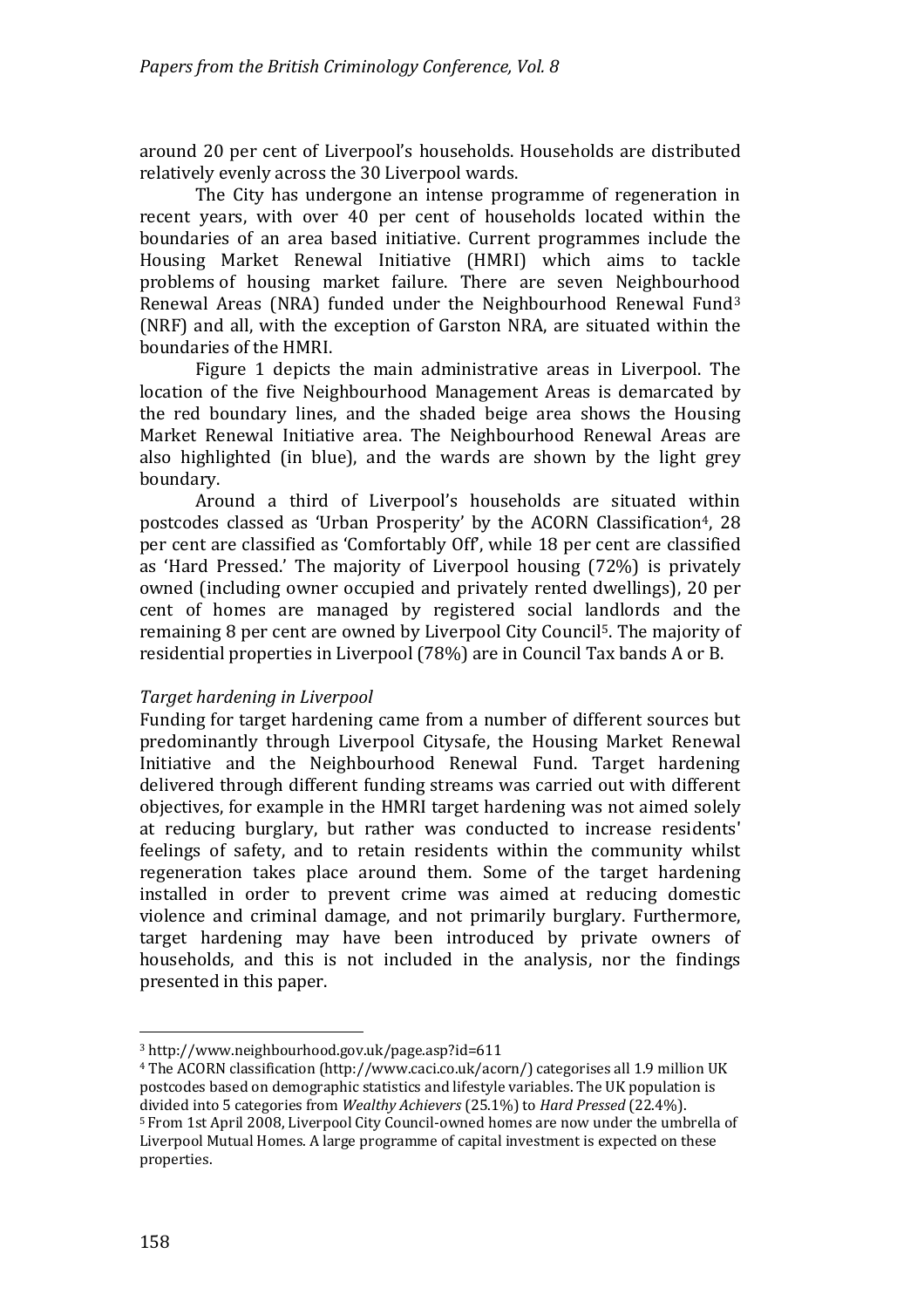around 20 per cent of Liverpool's households. Households are distributed relatively evenly across the 30 Liverpool wards.

The City has undergone an intense programme of regeneration in recent years, with over 40 per cent of households located within the boundaries of an area based initiative. Current programmes include the Housing Market Renewal Initiative (HMRI) which aims to tackle problems of housing market failure. There are seven Neighbourhood Renewal Areas (NRA) funded under the Neighbourhood Renewal Fund[3] (NRF) and all, with the exception of Garston NRA, are situated within the boundaries of the HMRI.

Figure 1 depicts the main administrative areas in Liverpool. The location of the five Neighbourhood Management Areas is demarcated by the red boundary lines, and the shaded beige area shows the Housing Market Renewal Initiative area. The Neighbourhood Renewal Areas are also highlighted (in blue), and the wards are shown by the light grey boundary.

Around a third of Liverpool's households are situated within postcodes classed as 'Urban Prosperity' by the ACORN Classification[4], 28 per cent are classified as 'Comfortably Off', while 18 per cent are classified as 'Hard Pressed.' The majority of Liverpool housing (72%) is privately owned (including owner occupied and privately rented dwellings), 20 per cent of homes are managed by registered social landlords and the remaining 8 per cent are owned by Liverpool City Council[5]. The majority of residential properties in Liverpool (78%) are in Council Tax bands A or B.

*Target hardening in Liverpool*

Funding for target hardening came from a number of different sources but predominantly through Liverpool Citysafe, the Housing Market Renewal Initiative and the Neighbourhood Renewal Fund. Target hardening delivered through different funding streams was carried out with different objectives, for example in the HMRI target hardening was not aimed solely at reducing burglary, but rather was conducted to increase residents' feelings of safety, and to retain residents within the community whilst regeneration takes place around them. Some of the target hardening installed in order to prevent crime was aimed at reducing domestic violence and criminal damage, and not primarily burglary. Furthermore, target hardening may have been introduced by private owners of households, and this is not included in the analysis, nor the findings presented in this paper.

---

[3] http://www.neighbourhood.gov.uk/page.asp?id=611

[4] The ACORN classification (http://www.caci.co.uk/acorn/) categorises all 1.9 million UK postcodes based on demographic statistics and lifestyle variables. The UK population is divided into 5 categories from *Wealthy Achievers* (25.1%) to *Hard Pressed* (22.4%).

[5] From 1st April 2008, Liverpool City Council-owned homes are now under the umbrella of Liverpool Mutual Homes. A large programme of capital investment is expected on these properties.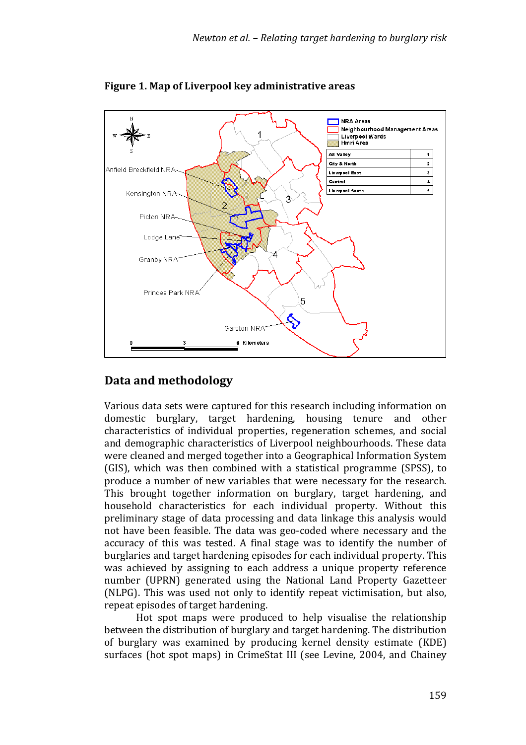**Figure 1. Map of Liverpool key administrative areas**

## Data and methodology

Various data sets were captured for this research including information on domestic burglary, target hardening, housing tenure and other characteristics of individual properties, regeneration schemes, and social and demographic characteristics of Liverpool neighbourhoods. These data were cleaned and merged together into a Geographical Information System (GIS), which was then combined with a statistical programme (SPSS), to produce a number of new variables that were necessary for the research. This brought together information on burglary, target hardening, and household characteristics for each individual property. Without this preliminary stage of data processing and data linkage this analysis would not have been feasible. The data was geo-coded where necessary and the accuracy of this was tested. A final stage was to identify the number of burglaries and target hardening episodes for each individual property. This was achieved by assigning to each address a unique property reference number (UPRN) generated using the National Land Property Gazetteer (NLPG). This was used not only to identify repeat victimisation, but also, repeat episodes of target hardening.

Hot spot maps were produced to help visualise the relationship between the distribution of burglary and target hardening. The distribution of burglary was examined by producing kernel density estimate (KDE) surfaces (hot spot maps) in CrimeStat III (see Levine, 2004, and Chainey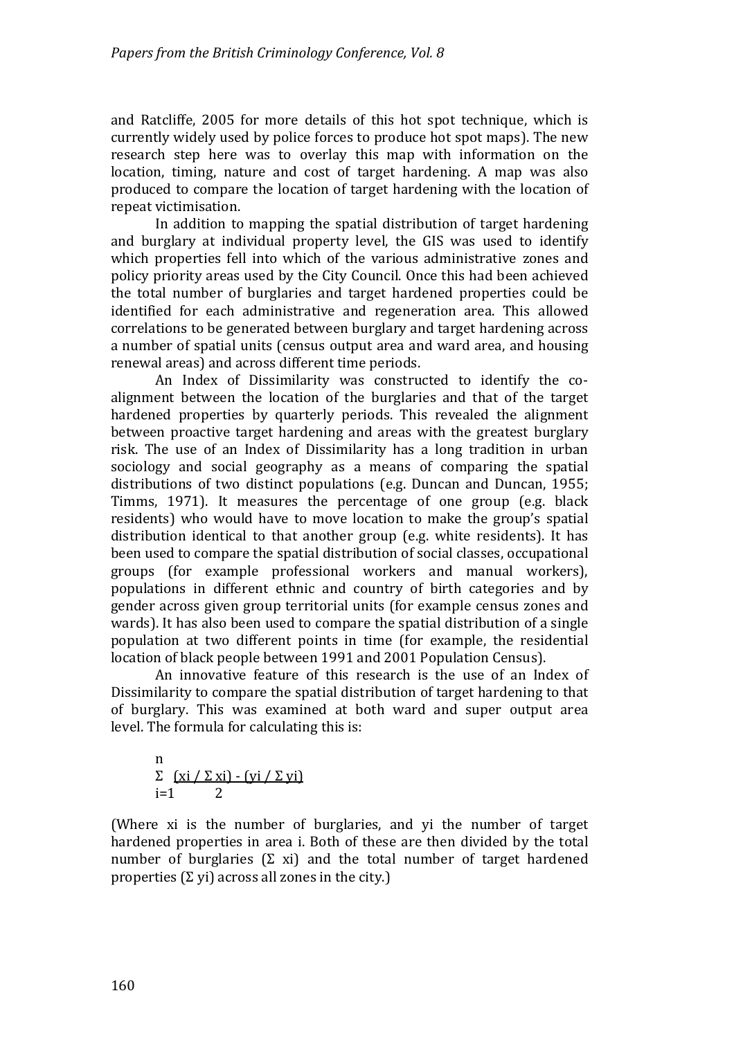and Ratcliffe, 2005 for more details of this hot spot technique, which is currently widely used by police forces to produce hot spot maps). The new research step here was to overlay this map with information on the location, timing, nature and cost of target hardening. A map was also produced to compare the location of target hardening with the location of repeat victimisation.

In addition to mapping the spatial distribution of target hardening and burglary at individual property level, the GIS was used to identify which properties fell into which of the various administrative zones and policy priority areas used by the City Council. Once this had been achieved the total number of burglaries and target hardened properties could be identified for each administrative and regeneration area. This allowed correlations to be generated between burglary and target hardening across a number of spatial units (census output area and ward area, and housing renewal areas) and across different time periods.

An Index of Dissimilarity was constructed to identify the co-alignment between the location of the burglaries and that of the target hardened properties by quarterly periods. This revealed the alignment between proactive target hardening and areas with the greatest burglary risk. The use of an Index of Dissimilarity has a long tradition in urban sociology and social geography as a means of comparing the spatial distributions of two distinct populations (e.g. Duncan and Duncan, 1955; Timms, 1971). It measures the percentage of one group (e.g. black residents) who would have to move location to make the group's spatial distribution identical to that another group (e.g. white residents). It has been used to compare the spatial distribution of social classes, occupational groups (for example professional workers and manual workers), populations in different ethnic and country of birth categories and by gender across given group territorial units (for example census zones and wards). It has also been used to compare the spatial distribution of a single population at two different points in time (for example, the residential location of black people between 1991 and 2001 Population Census).

An innovative feature of this research is the use of an Index of Dissimilarity to compare the spatial distribution of target hardening to that of burglary. This was examined at both ward and super output area level. The formula for calculating this is:

$$\sum_{i=1}^{n} \frac{(x_i / \Sigma x_i) - (y_i / \Sigma y_i)}{2}$$

(Where $x_i$ is the number of burglaries, and $y_i$ the number of target hardened properties in area i. Both of these are then divided by the total number of burglaries ($\Sigma x_i$) and the total number of target hardened properties ($\Sigma y_i$) across all zones in the city.)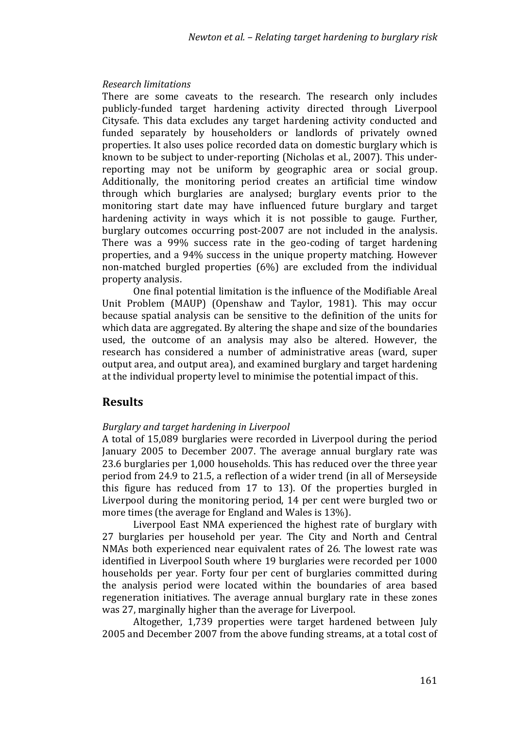*Research limitations*

There are some caveats to the research. The research only includes publicly-funded target hardening activity directed through Liverpool Citysafe. This data excludes any target hardening activity conducted and funded separately by householders or landlords of privately owned properties. It also uses police recorded data on domestic burglary which is known to be subject to under-reporting (Nicholas et al., 2007). This under-reporting may not be uniform by geographic area or social group. Additionally, the monitoring period creates an artificial time window through which burglaries are analysed; burglary events prior to the monitoring start date may have influenced future burglary and target hardening activity in ways which it is not possible to gauge. Further, burglary outcomes occurring post-2007 are not included in the analysis. There was a 99% success rate in the geo-coding of target hardening properties, and a 94% success in the unique property matching. However non-matched burgled properties (6%) are excluded from the individual property analysis.

One final potential limitation is the influence of the Modifiable Areal Unit Problem (MAUP) (Openshaw and Taylor, 1981). This may occur because spatial analysis can be sensitive to the definition of the units for which data are aggregated. By altering the shape and size of the boundaries used, the outcome of an analysis may also be altered. However, the research has considered a number of administrative areas (ward, super output area, and output area), and examined burglary and target hardening at the individual property level to minimise the potential impact of this.

## Results

*Burglary and target hardening in Liverpool*

A total of 15,089 burglaries were recorded in Liverpool during the period January 2005 to December 2007. The average annual burglary rate was 23.6 burglaries per 1,000 households. This has reduced over the three year period from 24.9 to 21.5, a reflection of a wider trend (in all of Merseyside this figure has reduced from 17 to 13). Of the properties burgled in Liverpool during the monitoring period, 14 per cent were burgled two or more times (the average for England and Wales is 13%).

Liverpool East NMA experienced the highest rate of burglary with 27 burglaries per household per year. The City and North and Central NMAs both experienced near equivalent rates of 26. The lowest rate was identified in Liverpool South where 19 burglaries were recorded per 1000 households per year. Forty four per cent of burglaries committed during the analysis period were located within the boundaries of area based regeneration initiatives. The average annual burglary rate in these zones was 27, marginally higher than the average for Liverpool.

Altogether, 1,739 properties were target hardened between July 2005 and December 2007 from the above funding streams, at a total cost of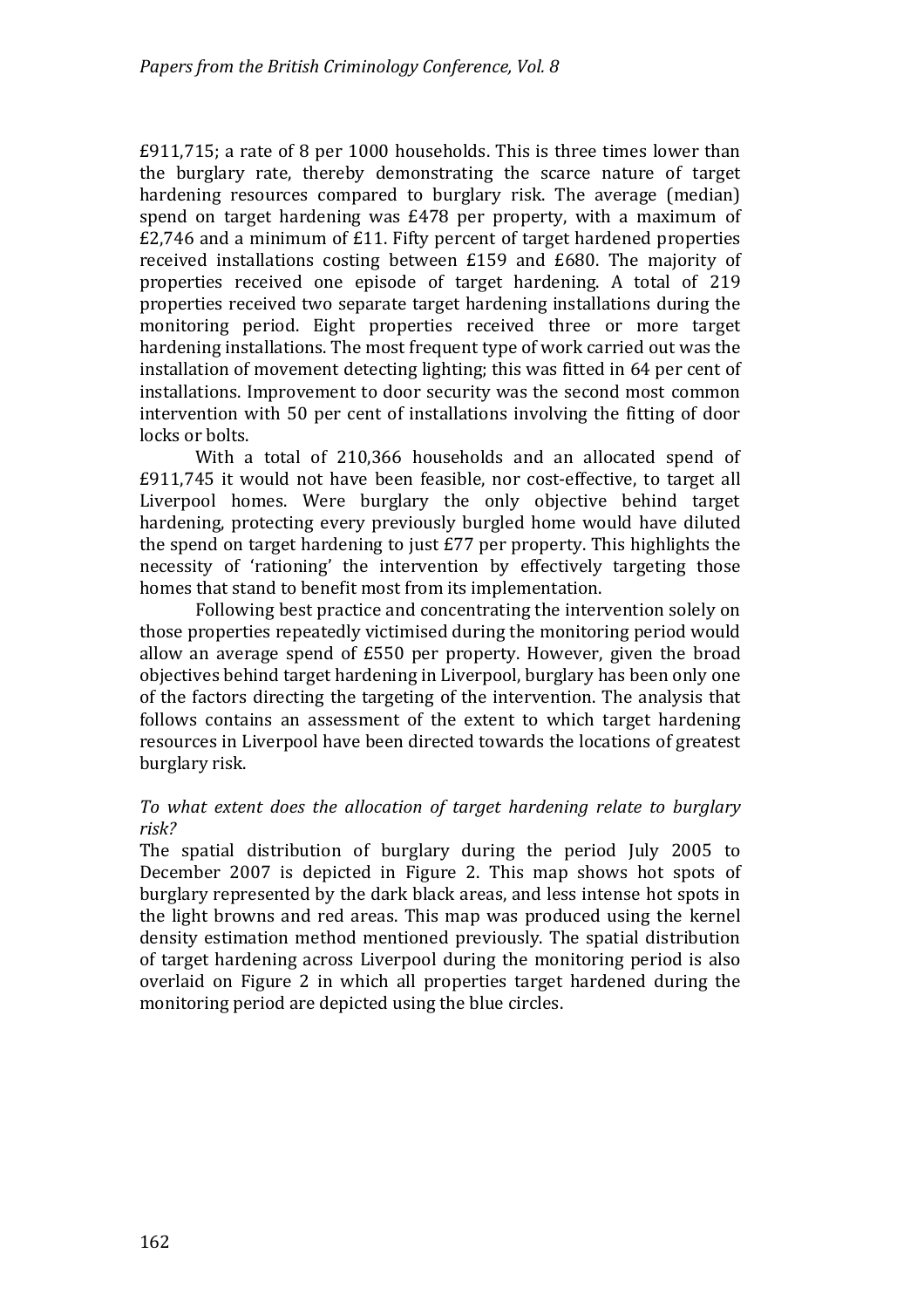£911,715; a rate of 8 per 1000 households. This is three times lower than the burglary rate, thereby demonstrating the scarce nature of target hardening resources compared to burglary risk. The average (median) spend on target hardening was £478 per property, with a maximum of £2,746 and a minimum of £11. Fifty percent of target hardened properties received installations costing between £159 and £680. The majority of properties received one episode of target hardening. A total of 219 properties received two separate target hardening installations during the monitoring period. Eight properties received three or more target hardening installations. The most frequent type of work carried out was the installation of movement detecting lighting; this was fitted in 64 per cent of installations. Improvement to door security was the second most common intervention with 50 per cent of installations involving the fitting of door locks or bolts.

With a total of 210,366 households and an allocated spend of £911,745 it would not have been feasible, nor cost-effective, to target all Liverpool homes. Were burglary the only objective behind target hardening, protecting every previously burgled home would have diluted the spend on target hardening to just £77 per property. This highlights the necessity of 'rationing' the intervention by effectively targeting those homes that stand to benefit most from its implementation.

Following best practice and concentrating the intervention solely on those properties repeatedly victimised during the monitoring period would allow an average spend of £550 per property. However, given the broad objectives behind target hardening in Liverpool, burglary has been only one of the factors directing the targeting of the intervention. The analysis that follows contains an assessment of the extent to which target hardening resources in Liverpool have been directed towards the locations of greatest burglary risk.

*To what extent does the allocation of target hardening relate to burglary risk?*

The spatial distribution of burglary during the period July 2005 to December 2007 is depicted in Figure 2. This map shows hot spots of burglary represented by the dark black areas, and less intense hot spots in the light browns and red areas. This map was produced using the kernel density estimation method mentioned previously. The spatial distribution of target hardening across Liverpool during the monitoring period is also overlaid on Figure 2 in which all properties target hardened during the monitoring period are depicted using the blue circles.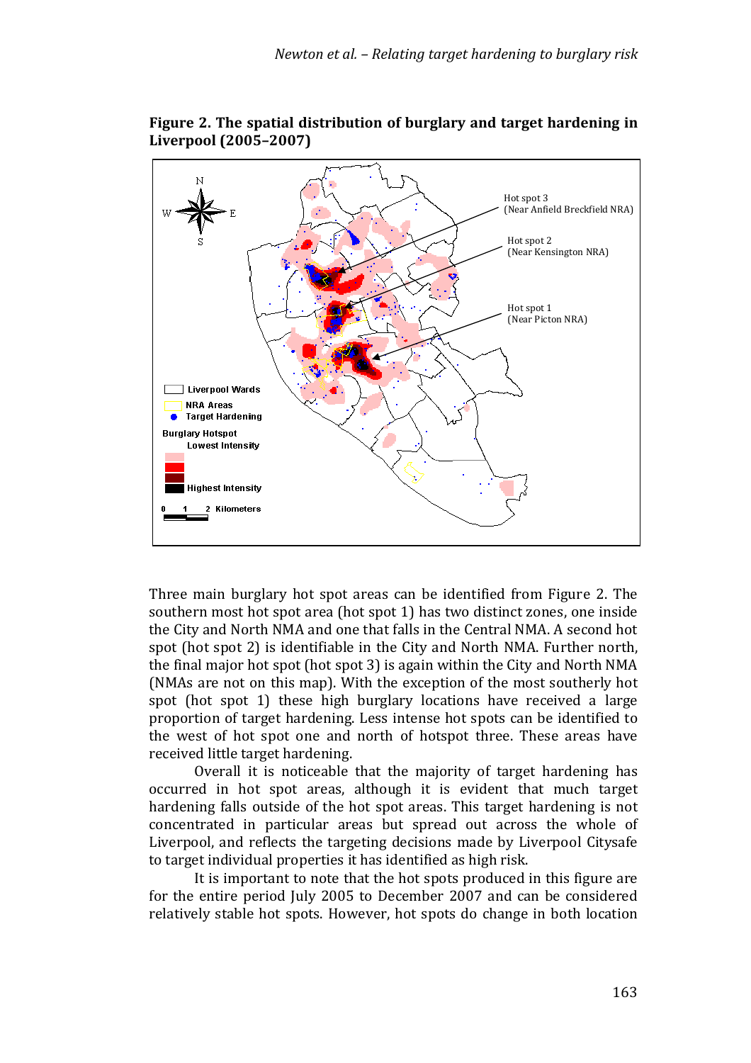**Figure 2. The spatial distribution of burglary and target hardening in Liverpool (2005–2007)**

Three main burglary hot spot areas can be identified from Figure 2. The southern most hot spot area (hot spot 1) has two distinct zones, one inside the City and North NMA and one that falls in the Central NMA. A second hot spot (hot spot 2) is identifiable in the City and North NMA. Further north, the final major hot spot (hot spot 3) is again within the City and North NMA (NMAs are not on this map). With the exception of the most southerly hot spot (hot spot 1) these high burglary locations have received a large proportion of target hardening. Less intense hot spots can be identified to the west of hot spot one and north of hotspot three. These areas have received little target hardening.

Overall it is noticeable that the majority of target hardening has occurred in hot spot areas, although it is evident that much target hardening falls outside of the hot spot areas. This target hardening is not concentrated in particular areas but spread out across the whole of Liverpool, and reflects the targeting decisions made by Liverpool Citysafe to target individual properties it has identified as high risk.

It is important to note that the hot spots produced in this figure are for the entire period July 2005 to December 2007 and can be considered relatively stable hot spots. However, hot spots do change in both location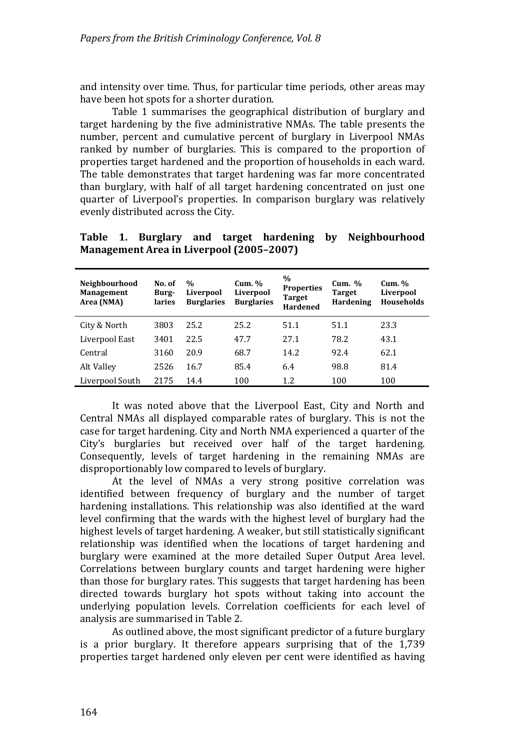and intensity over time. Thus, for particular time periods, other areas may have been hot spots for a shorter duration.

Table 1 summarises the geographical distribution of burglary and target hardening by the five administrative NMAs. The table presents the number, percent and cumulative percent of burglary in Liverpool NMAs ranked by number of burglaries. This is compared to the proportion of properties target hardened and the proportion of households in each ward. The table demonstrates that target hardening was far more concentrated than burglary, with half of all target hardening concentrated on just one quarter of Liverpool's properties. In comparison burglary was relatively evenly distributed across the City.

**Table 1. Burglary and target hardening by Neighbourhood Management Area in Liverpool (2005–2007)**

| Neighbourhood Management Area (NMA) | No. of Burg-laries | % Liverpool Burglaries | Cum. % Liverpool Burglaries | % Properties Target Hardened | Cum. % Target Hardening | Cum. % Liverpool Households |
|---|---|---|---|---|---|---|
| City & North | 3803 | 25.2 | 25.2 | 51.1 | 51.1 | 23.3 |
| Liverpool East | 3401 | 22.5 | 47.7 | 27.1 | 78.2 | 43.1 |
| Central | 3160 | 20.9 | 68.7 | 14.2 | 92.4 | 62.1 |
| Alt Valley | 2526 | 16.7 | 85.4 | 6.4 | 98.8 | 81.4 |
| Liverpool South | 2175 | 14.4 | 100 | 1.2 | 100 | 100 |

It was noted above that the Liverpool East, City and North and Central NMAs all displayed comparable rates of burglary. This is not the case for target hardening. City and North NMA experienced a quarter of the City's burglaries but received over half of the target hardening. Consequently, levels of target hardening in the remaining NMAs are disproportionably low compared to levels of burglary.

At the level of NMAs a very strong positive correlation was identified between frequency of burglary and the number of target hardening installations. This relationship was also identified at the ward level confirming that the wards with the highest level of burglary had the highest levels of target hardening. A weaker, but still statistically significant relationship was identified when the locations of target hardening and burglary were examined at the more detailed Super Output Area level. Correlations between burglary counts and target hardening were higher than those for burglary rates. This suggests that target hardening has been directed towards burglary hot spots without taking into account the underlying population levels. Correlation coefficients for each level of analysis are summarised in Table 2.

As outlined above, the most significant predictor of a future burglary is a prior burglary. It therefore appears surprising that of the 1,739 properties target hardened only eleven per cent were identified as having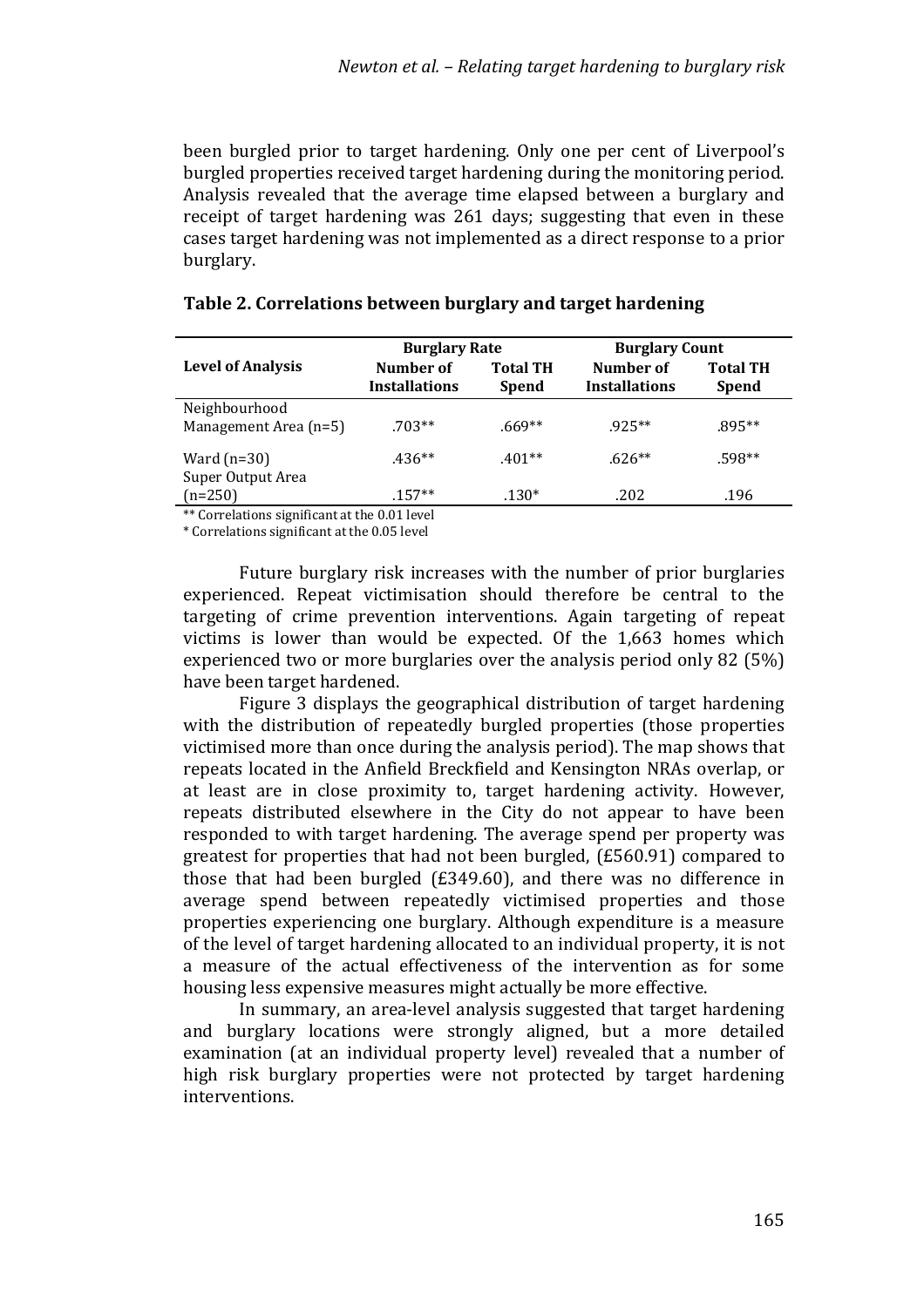been burgled prior to target hardening. Only one per cent of Liverpool's burgled properties received target hardening during the monitoring period. Analysis revealed that the average time elapsed between a burglary and receipt of target hardening was 261 days; suggesting that even in these cases target hardening was not implemented as a direct response to a prior burglary.

**Table 2. Correlations between burglary and target hardening**

| Level of Analysis | Burglary Rate | | Burglary Count | |
|---|---|---|---|---|
| | Number of Installations | Total TH Spend | Number of Installations | Total TH Spend |
| Neighbourhood Management Area (n=5) | .703** | .669** | .925** | .895** |
| Ward (n=30) | .436** | .401** | .626** | .598** |
| Super Output Area (n=250) | .157** | .130* | .202 | .196 |

** Correlations significant at the 0.01 level
* Correlations significant at the 0.05 level

Future burglary risk increases with the number of prior burglaries experienced. Repeat victimisation should therefore be central to the targeting of crime prevention interventions. Again targeting of repeat victims is lower than would be expected. Of the 1,663 homes which experienced two or more burglaries over the analysis period only 82 (5%) have been target hardened.

Figure 3 displays the geographical distribution of target hardening with the distribution of repeatedly burgled properties (those properties victimised more than once during the analysis period). The map shows that repeats located in the Anfield Breckfield and Kensington NRAs overlap, or at least are in close proximity to, target hardening activity. However, repeats distributed elsewhere in the City do not appear to have been responded to with target hardening. The average spend per property was greatest for properties that had not been burgled, (£560.91) compared to those that had been burgled (£349.60), and there was no difference in average spend between repeatedly victimised properties and those properties experiencing one burglary. Although expenditure is a measure of the level of target hardening allocated to an individual property, it is not a measure of the actual effectiveness of the intervention as for some housing less expensive measures might actually be more effective.

In summary, an area-level analysis suggested that target hardening and burglary locations were strongly aligned, but a more detailed examination (at an individual property level) revealed that a number of high risk burglary properties were not protected by target hardening interventions.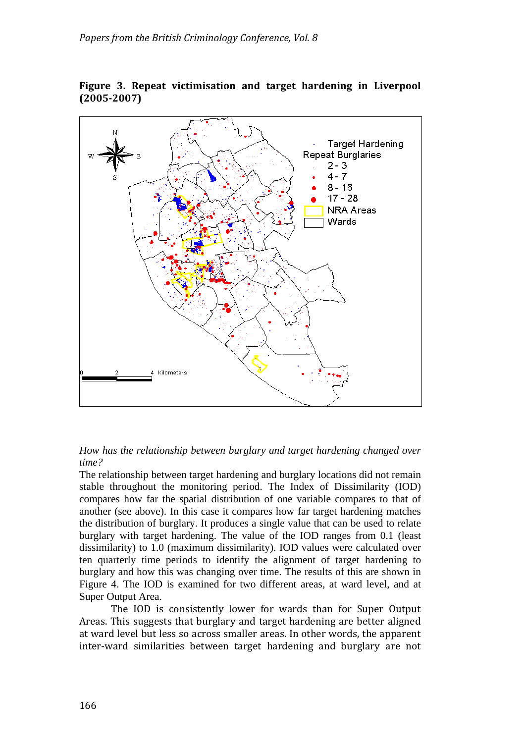**Figure 3. Repeat victimisation and target hardening in Liverpool (2005-2007)**

*How has the relationship between burglary and target hardening changed over time?*

The relationship between target hardening and burglary locations did not remain stable throughout the monitoring period. The Index of Dissimilarity (IOD) compares how far the spatial distribution of one variable compares to that of another (see above). In this case it compares how far target hardening matches the distribution of burglary. It produces a single value that can be used to relate burglary with target hardening. The value of the IOD ranges from 0.1 (least dissimilarity) to 1.0 (maximum dissimilarity). IOD values were calculated over ten quarterly time periods to identify the alignment of target hardening to burglary and how this was changing over time. The results of this are shown in Figure 4. The IOD is examined for two different areas, at ward level, and at Super Output Area.

The IOD is consistently lower for wards than for Super Output Areas. This suggests that burglary and target hardening are better aligned at ward level but less so across smaller areas. In other words, the apparent inter-ward similarities between target hardening and burglary are not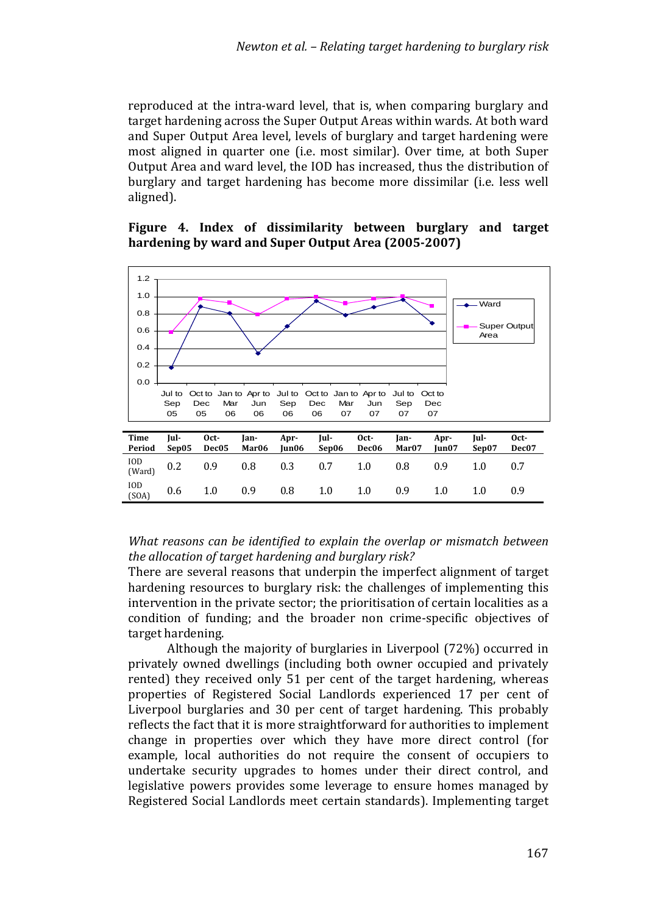reproduced at the intra-ward level, that is, when comparing burglary and target hardening across the Super Output Areas within wards. At both ward and Super Output Area level, levels of burglary and target hardening were most aligned in quarter one (i.e. most similar). Over time, at both Super Output Area and ward level, the IOD has increased, thus the distribution of burglary and target hardening has become more dissimilar (i.e. less well aligned).

**Figure 4. Index of dissimilarity between burglary and target hardening by ward and Super Output Area (2005-2007)**

| Time Period | Jul-Sep05 | Oct-Dec05 | Jan-Mar06 | Apr-Jun06 | Jul-Sep06 | Oct-Dec06 | Jan-Mar07 | Apr-Jun07 | Jul-Sep07 | Oct-Dec07 |
|---|---|---|---|---|---|---|---|---|---|---|
| IOD (Ward) | 0.2 | 0.9 | 0.8 | 0.3 | 0.7 | 1.0 | 0.8 | 0.9 | 1.0 | 0.7 |
| IOD (SOA) | 0.6 | 1.0 | 0.9 | 0.8 | 1.0 | 1.0 | 0.9 | 1.0 | 1.0 | 0.9 |

*What reasons can be identified to explain the overlap or mismatch between the allocation of target hardening and burglary risk?*

There are several reasons that underpin the imperfect alignment of target hardening resources to burglary risk: the challenges of implementing this intervention in the private sector; the prioritisation of certain localities as a condition of funding; and the broader non crime-specific objectives of target hardening.

Although the majority of burglaries in Liverpool (72%) occurred in privately owned dwellings (including both owner occupied and privately rented) they received only 51 per cent of the target hardening, whereas properties of Registered Social Landlords experienced 17 per cent of Liverpool burglaries and 30 per cent of target hardening. This probably reflects the fact that it is more straightforward for authorities to implement change in properties over which they have more direct control (for example, local authorities do not require the consent of occupiers to undertake security upgrades to homes under their direct control, and legislative powers provides some leverage to ensure homes managed by Registered Social Landlords meet certain standards). Implementing target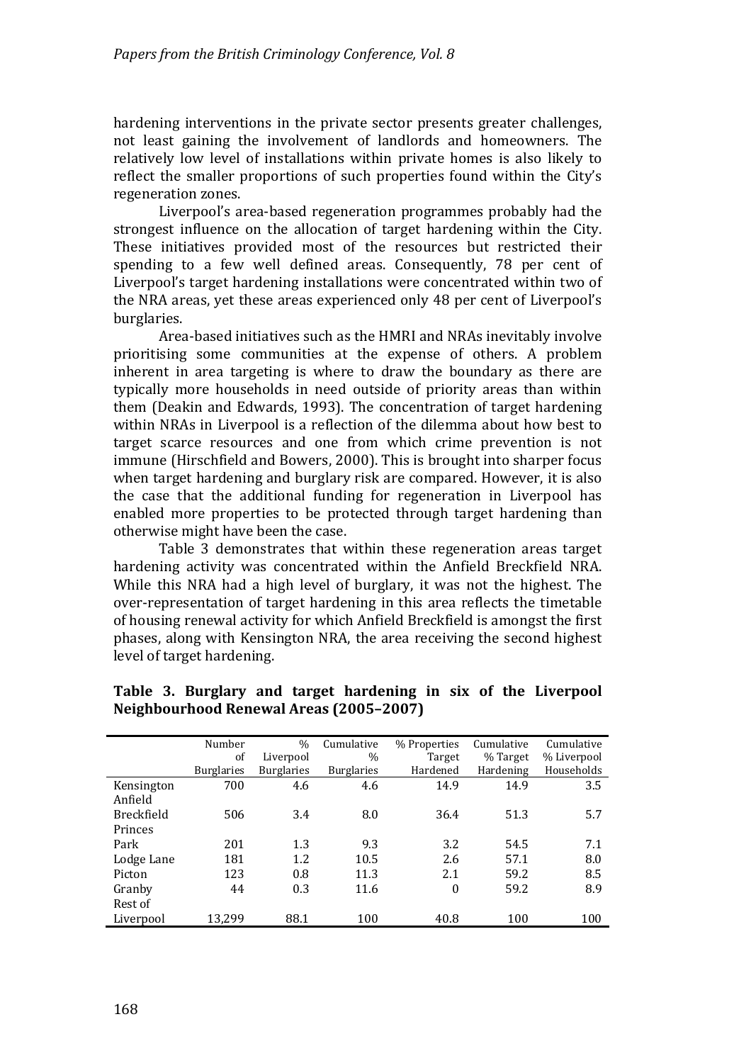hardening interventions in the private sector presents greater challenges, not least gaining the involvement of landlords and homeowners. The relatively low level of installations within private homes is also likely to reflect the smaller proportions of such properties found within the City's regeneration zones.

Liverpool's area-based regeneration programmes probably had the strongest influence on the allocation of target hardening within the City. These initiatives provided most of the resources but restricted their spending to a few well defined areas. Consequently, 78 per cent of Liverpool's target hardening installations were concentrated within two of the NRA areas, yet these areas experienced only 48 per cent of Liverpool's burglaries.

Area-based initiatives such as the HMRI and NRAs inevitably involve prioritising some communities at the expense of others. A problem inherent in area targeting is where to draw the boundary as there are typically more households in need outside of priority areas than within them (Deakin and Edwards, 1993). The concentration of target hardening within NRAs in Liverpool is a reflection of the dilemma about how best to target scarce resources and one from which crime prevention is not immune (Hirschfield and Bowers, 2000). This is brought into sharper focus when target hardening and burglary risk are compared. However, it is also the case that the additional funding for regeneration in Liverpool has enabled more properties to be protected through target hardening than otherwise might have been the case.

Table 3 demonstrates that within these regeneration areas target hardening activity was concentrated within the Anfield Breckfield NRA. While this NRA had a high level of burglary, it was not the highest. The over-representation of target hardening in this area reflects the timetable of housing renewal activity for which Anfield Breckfield is amongst the first phases, along with Kensington NRA, the area receiving the second highest level of target hardening.

**Table 3. Burglary and target hardening in six of the Liverpool Neighbourhood Renewal Areas (2005–2007)**

| | Number of Burglaries | % Liverpool Burglaries | Cumulative % Burglaries | % Properties Target Hardened | Cumulative % Target Hardening | Cumulative % Liverpool Households |
|---|---|---|---|---|---|---|
| Kensington | 700 | 4.6 | 4.6 | 14.9 | 14.9 | 3.5 |
| Anfield Breckfield | 506 | 3.4 | 8.0 | 36.4 | 51.3 | 5.7 |
| Princes Park | 201 | 1.3 | 9.3 | 3.2 | 54.5 | 7.1 |
| Lodge Lane | 181 | 1.2 | 10.5 | 2.6 | 57.1 | 8.0 |
| Picton | 123 | 0.8 | 11.3 | 2.1 | 59.2 | 8.5 |
| Granby | 44 | 0.3 | 11.6 | 0 | 59.2 | 8.9 |
| Rest of Liverpool | 13,299 | 88.1 | 100 | 40.8 | 100 | 100 |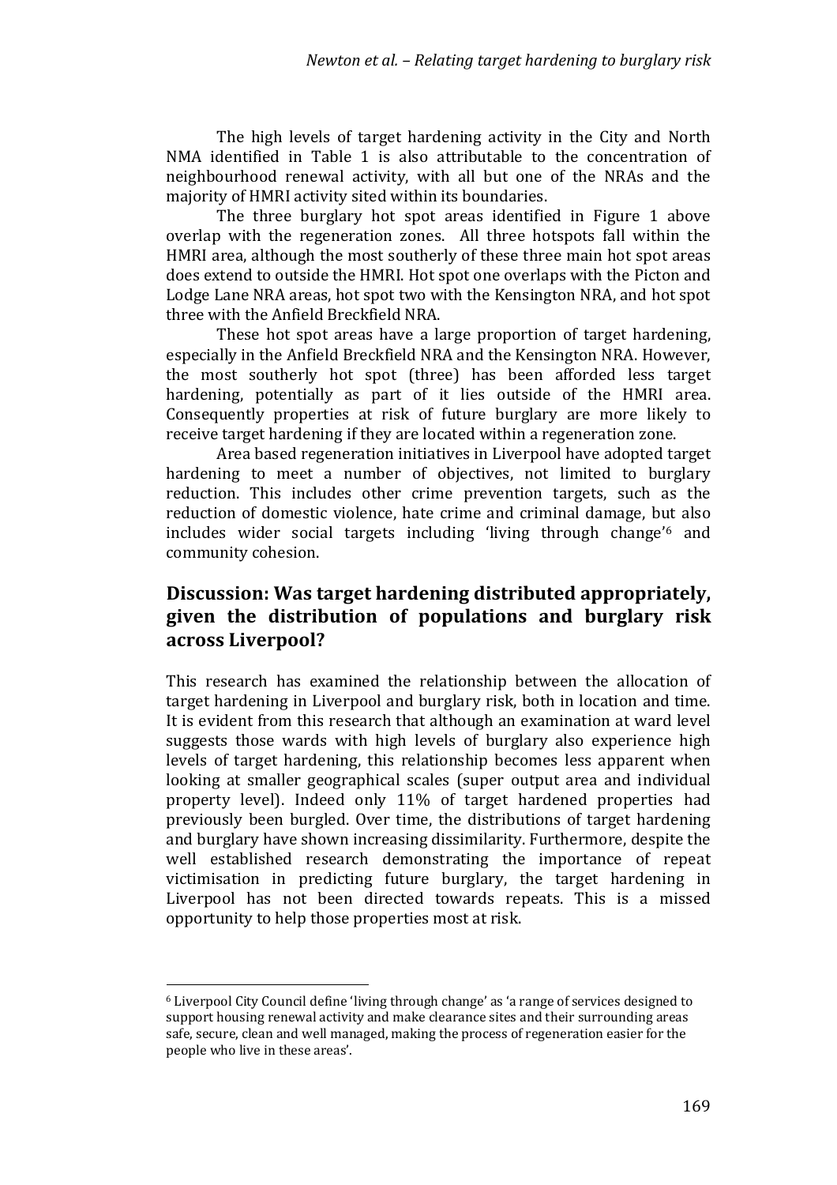The high levels of target hardening activity in the City and North NMA identified in Table 1 is also attributable to the concentration of neighbourhood renewal activity, with all but one of the NRAs and the majority of HMRI activity sited within its boundaries.

The three burglary hot spot areas identified in Figure 1 above overlap with the regeneration zones. All three hotspots fall within the HMRI area, although the most southerly of these three main hot spot areas does extend to outside the HMRI. Hot spot one overlaps with the Picton and Lodge Lane NRA areas, hot spot two with the Kensington NRA, and hot spot three with the Anfield Breckfield NRA.

These hot spot areas have a large proportion of target hardening, especially in the Anfield Breckfield NRA and the Kensington NRA. However, the most southerly hot spot (three) has been afforded less target hardening, potentially as part of it lies outside of the HMRI area. Consequently properties at risk of future burglary are more likely to receive target hardening if they are located within a regeneration zone.

Area based regeneration initiatives in Liverpool have adopted target hardening to meet a number of objectives, not limited to burglary reduction. This includes other crime prevention targets, such as the reduction of domestic violence, hate crime and criminal damage, but also includes wider social targets including 'living through change'[6] and community cohesion.

## Discussion: Was target hardening distributed appropriately, given the distribution of populations and burglary risk across Liverpool?

This research has examined the relationship between the allocation of target hardening in Liverpool and burglary risk, both in location and time. It is evident from this research that although an examination at ward level suggests those wards with high levels of burglary also experience high levels of target hardening, this relationship becomes less apparent when looking at smaller geographical scales (super output area and individual property level). Indeed only 11% of target hardened properties had previously been burgled. Over time, the distributions of target hardening and burglary have shown increasing dissimilarity. Furthermore, despite the well established research demonstrating the importance of repeat victimisation in predicting future burglary, the target hardening in Liverpool has not been directed towards repeats. This is a missed opportunity to help those properties most at risk.

---

[6] Liverpool City Council define 'living through change' as 'a range of services designed to support housing renewal activity and make clearance sites and their surrounding areas safe, secure, clean and well managed, making the process of regeneration easier for the people who live in these areas'.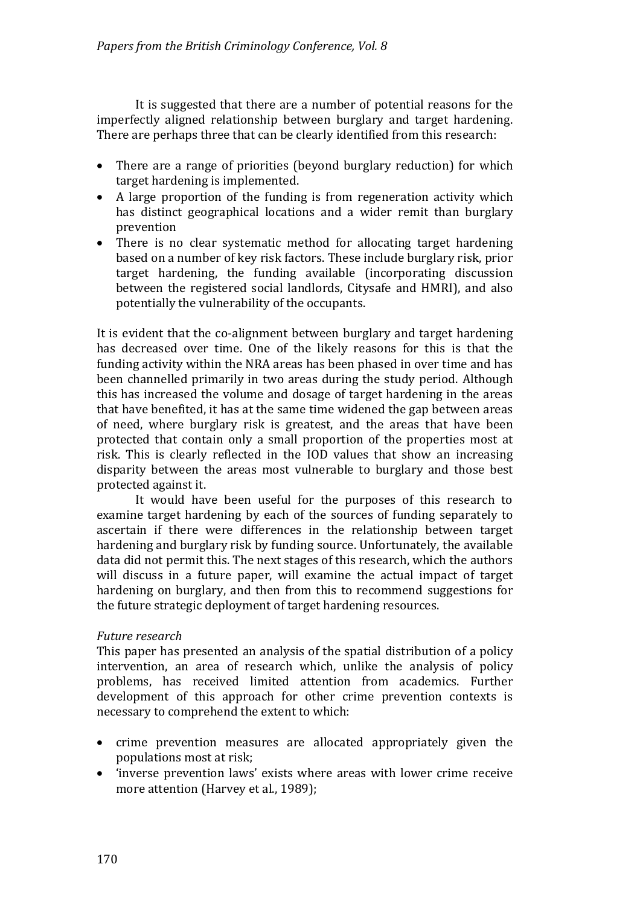It is suggested that there are a number of potential reasons for the imperfectly aligned relationship between burglary and target hardening. There are perhaps three that can be clearly identified from this research:

- There are a range of priorities (beyond burglary reduction) for which target hardening is implemented.
- A large proportion of the funding is from regeneration activity which has distinct geographical locations and a wider remit than burglary prevention
- There is no clear systematic method for allocating target hardening based on a number of key risk factors. These include burglary risk, prior target hardening, the funding available (incorporating discussion between the registered social landlords, Citysafe and HMRI), and also potentially the vulnerability of the occupants.

It is evident that the co-alignment between burglary and target hardening has decreased over time. One of the likely reasons for this is that the funding activity within the NRA areas has been phased in over time and has been channelled primarily in two areas during the study period. Although this has increased the volume and dosage of target hardening in the areas that have benefited, it has at the same time widened the gap between areas of need, where burglary risk is greatest, and the areas that have been protected that contain only a small proportion of the properties most at risk. This is clearly reflected in the IOD values that show an increasing disparity between the areas most vulnerable to burglary and those best protected against it.

It would have been useful for the purposes of this research to examine target hardening by each of the sources of funding separately to ascertain if there were differences in the relationship between target hardening and burglary risk by funding source. Unfortunately, the available data did not permit this. The next stages of this research, which the authors will discuss in a future paper, will examine the actual impact of target hardening on burglary, and then from this to recommend suggestions for the future strategic deployment of target hardening resources.

*Future research*

This paper has presented an analysis of the spatial distribution of a policy intervention, an area of research which, unlike the analysis of policy problems, has received limited attention from academics. Further development of this approach for other crime prevention contexts is necessary to comprehend the extent to which:

- crime prevention measures are allocated appropriately given the populations most at risk;
- 'inverse prevention laws' exists where areas with lower crime receive more attention (Harvey et al., 1989);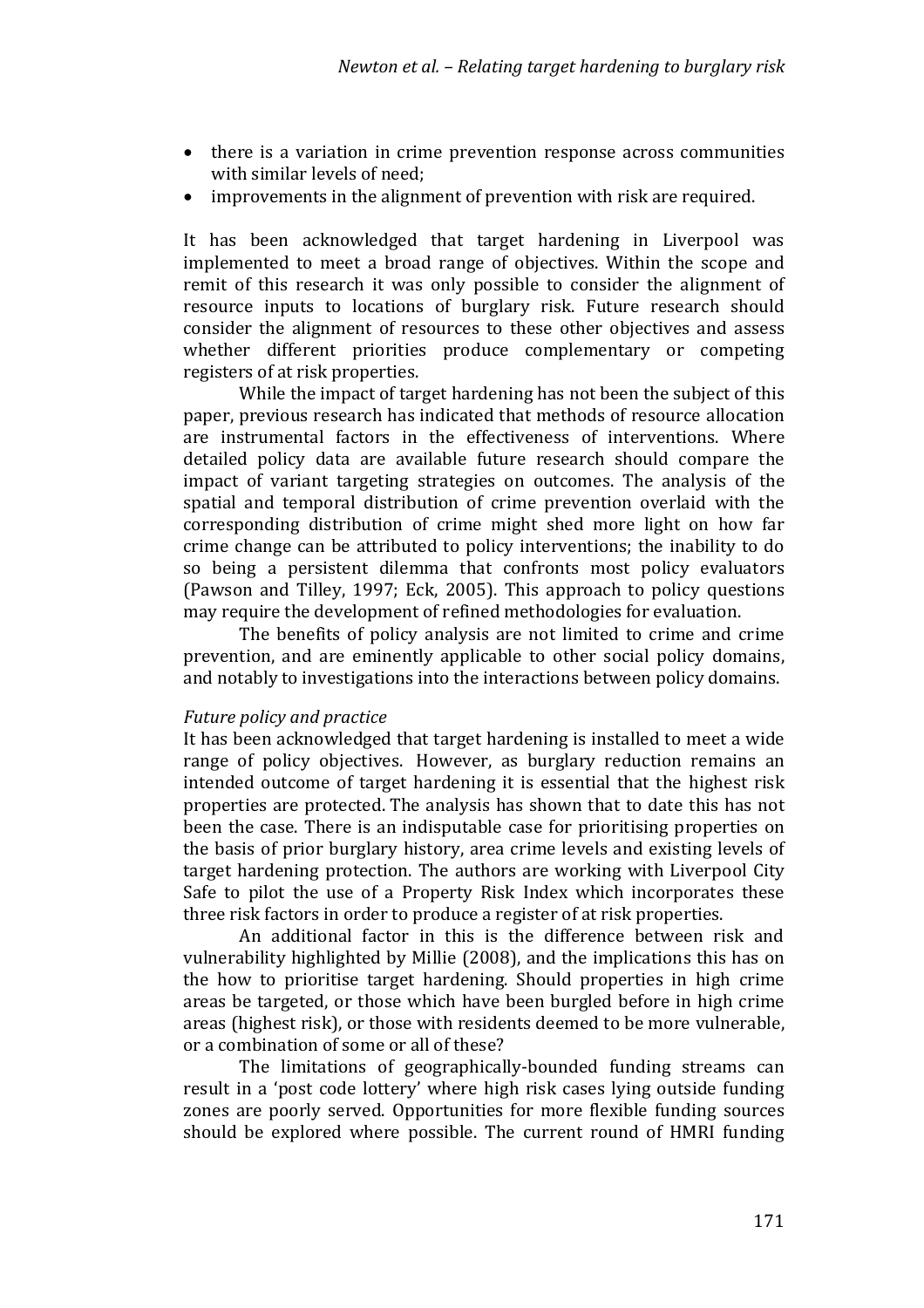- there is a variation in crime prevention response across communities with similar levels of need;
- improvements in the alignment of prevention with risk are required.

It has been acknowledged that target hardening in Liverpool was implemented to meet a broad range of objectives. Within the scope and remit of this research it was only possible to consider the alignment of resource inputs to locations of burglary risk. Future research should consider the alignment of resources to these other objectives and assess whether different priorities produce complementary or competing registers of at risk properties.

While the impact of target hardening has not been the subject of this paper, previous research has indicated that methods of resource allocation are instrumental factors in the effectiveness of interventions. Where detailed policy data are available future research should compare the impact of variant targeting strategies on outcomes. The analysis of the spatial and temporal distribution of crime prevention overlaid with the corresponding distribution of crime might shed more light on how far crime change can be attributed to policy interventions; the inability to do so being a persistent dilemma that confronts most policy evaluators (Pawson and Tilley, 1997; Eck, 2005). This approach to policy questions may require the development of refined methodologies for evaluation.

The benefits of policy analysis are not limited to crime and crime prevention, and are eminently applicable to other social policy domains, and notably to investigations into the interactions between policy domains.

*Future policy and practice*

It has been acknowledged that target hardening is installed to meet a wide range of policy objectives. However, as burglary reduction remains an intended outcome of target hardening it is essential that the highest risk properties are protected. The analysis has shown that to date this has not been the case. There is an indisputable case for prioritising properties on the basis of prior burglary history, area crime levels and existing levels of target hardening protection. The authors are working with Liverpool City Safe to pilot the use of a Property Risk Index which incorporates these three risk factors in order to produce a register of at risk properties.

An additional factor in this is the difference between risk and vulnerability highlighted by Millie (2008), and the implications this has on the how to prioritise target hardening. Should properties in high crime areas be targeted, or those which have been burgled before in high crime areas (highest risk), or those with residents deemed to be more vulnerable, or a combination of some or all of these?

The limitations of geographically-bounded funding streams can result in a 'post code lottery' where high risk cases lying outside funding zones are poorly served. Opportunities for more flexible funding sources should be explored where possible. The current round of HMRI funding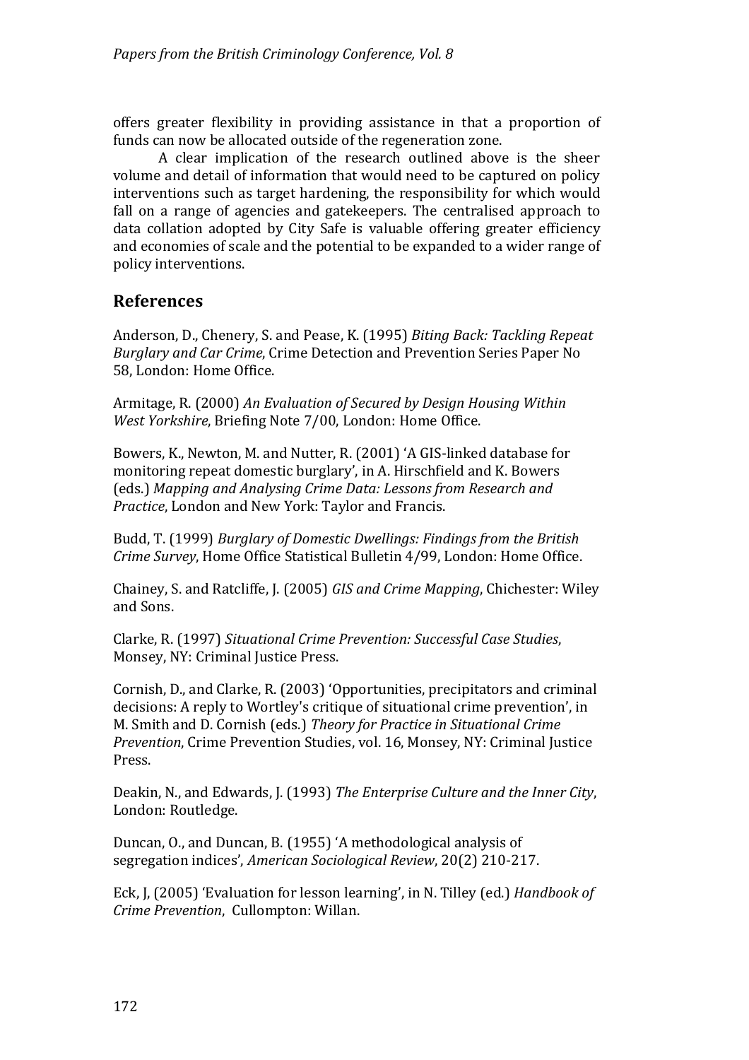offers greater flexibility in providing assistance in that a proportion of funds can now be allocated outside of the regeneration zone.

A clear implication of the research outlined above is the sheer volume and detail of information that would need to be captured on policy interventions such as target hardening, the responsibility for which would fall on a range of agencies and gatekeepers. The centralised approach to data collation adopted by City Safe is valuable offering greater efficiency and economies of scale and the potential to be expanded to a wider range of policy interventions.

## References

Anderson, D., Chenery, S. and Pease, K. (1995) *Biting Back: Tackling Repeat Burglary and Car Crime*, Crime Detection and Prevention Series Paper No 58, London: Home Office.

Armitage, R. (2000) *An Evaluation of Secured by Design Housing Within West Yorkshire*, Briefing Note 7/00, London: Home Office.

Bowers, K., Newton, M. and Nutter, R. (2001) 'A GIS-linked database for monitoring repeat domestic burglary', in A. Hirschfield and K. Bowers (eds.) *Mapping and Analysing Crime Data: Lessons from Research and Practice*, London and New York: Taylor and Francis.

Budd, T. (1999) *Burglary of Domestic Dwellings: Findings from the British Crime Survey*, Home Office Statistical Bulletin 4/99, London: Home Office.

Chainey, S. and Ratcliffe, J. (2005) *GIS and Crime Mapping*, Chichester: Wiley and Sons.

Clarke, R. (1997) *Situational Crime Prevention: Successful Case Studies*, Monsey, NY: Criminal Justice Press.

Cornish, D., and Clarke, R. (2003) 'Opportunities, precipitators and criminal decisions: A reply to Wortley's critique of situational crime prevention', in M. Smith and D. Cornish (eds.) *Theory for Practice in Situational Crime Prevention*, Crime Prevention Studies, vol. 16, Monsey, NY: Criminal Justice Press.

Deakin, N., and Edwards, J. (1993) *The Enterprise Culture and the Inner City*, London: Routledge.

Duncan, O., and Duncan, B. (1955) 'A methodological analysis of segregation indices', *American Sociological Review*, 20(2) 210-217.

Eck, J, (2005) 'Evaluation for lesson learning', in N. Tilley (ed.) *Handbook of Crime Prevention*, Cullompton: Willan.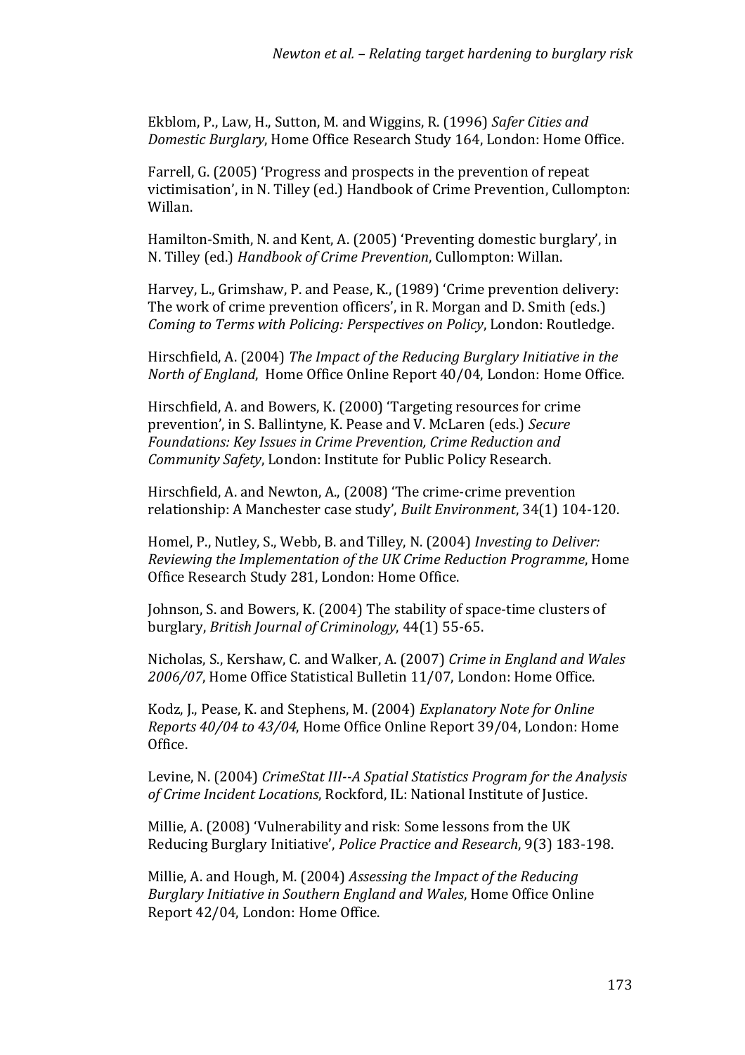Ekblom, P., Law, H., Sutton, M. and Wiggins, R. (1996) *Safer Cities and Domestic Burglary*, Home Office Research Study 164, London: Home Office.

Farrell, G. (2005) 'Progress and prospects in the prevention of repeat victimisation', in N. Tilley (ed.) Handbook of Crime Prevention, Cullompton: Willan.

Hamilton-Smith, N. and Kent, A. (2005) 'Preventing domestic burglary', in N. Tilley (ed.) *Handbook of Crime Prevention*, Cullompton: Willan.

Harvey, L., Grimshaw, P. and Pease, K., (1989) 'Crime prevention delivery: The work of crime prevention officers', in R. Morgan and D. Smith (eds.) *Coming to Terms with Policing: Perspectives on Policy*, London: Routledge.

Hirschfield, A. (2004) *The Impact of the Reducing Burglary Initiative in the North of England*, Home Office Online Report 40/04, London: Home Office.

Hirschfield, A. and Bowers, K. (2000) 'Targeting resources for crime prevention', in S. Ballintyne, K. Pease and V. McLaren (eds.) *Secure Foundations: Key Issues in Crime Prevention, Crime Reduction and Community Safety*, London: Institute for Public Policy Research.

Hirschfield, A. and Newton, A., (2008) 'The crime-crime prevention relationship: A Manchester case study', *Built Environment*, 34(1) 104-120.

Homel, P., Nutley, S., Webb, B. and Tilley, N. (2004) *Investing to Deliver: Reviewing the Implementation of the UK Crime Reduction Programme*, Home Office Research Study 281, London: Home Office.

Johnson, S. and Bowers, K. (2004) The stability of space-time clusters of burglary, *British Journal of Criminology*, 44(1) 55-65.

Nicholas, S., Kershaw, C. and Walker, A. (2007) *Crime in England and Wales 2006/07*, Home Office Statistical Bulletin 11/07, London: Home Office.

Kodz, J., Pease, K. and Stephens, M. (2004) *Explanatory Note for Online Reports 40/04 to 43/04*, Home Office Online Report 39/04, London: Home Office.

Levine, N. (2004) *CrimeStat III--A Spatial Statistics Program for the Analysis of Crime Incident Locations*, Rockford, IL: National Institute of Justice.

Millie, A. (2008) 'Vulnerability and risk: Some lessons from the UK Reducing Burglary Initiative', *Police Practice and Research*, 9(3) 183-198.

Millie, A. and Hough, M. (2004) *Assessing the Impact of the Reducing Burglary Initiative in Southern England and Wales*, Home Office Online Report 42/04, London: Home Office.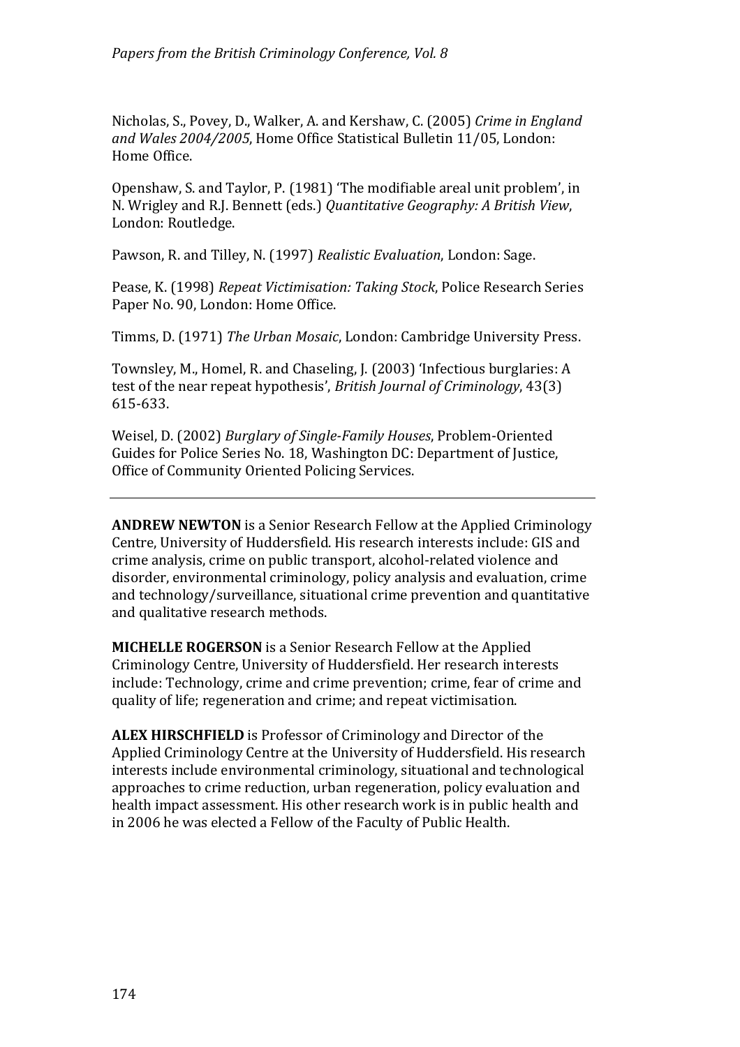Nicholas, S., Povey, D., Walker, A. and Kershaw, C. (2005) *Crime in England and Wales 2004/2005*, Home Office Statistical Bulletin 11/05, London: Home Office.

Openshaw, S. and Taylor, P. (1981) 'The modifiable areal unit problem', in N. Wrigley and R.J. Bennett (eds.) *Quantitative Geography: A British View*, London: Routledge.

Pawson, R. and Tilley, N. (1997) *Realistic Evaluation*, London: Sage.

Pease, K. (1998) *Repeat Victimisation: Taking Stock*, Police Research Series Paper No. 90, London: Home Office.

Timms, D. (1971) *The Urban Mosaic*, London: Cambridge University Press.

Townsley, M., Homel, R. and Chaseling, J. (2003) 'Infectious burglaries: A test of the near repeat hypothesis', *British Journal of Criminology*, 43(3) 615-633.

Weisel, D. (2002) *Burglary of Single-Family Houses*, Problem-Oriented Guides for Police Series No. 18, Washington DC: Department of Justice, Office of Community Oriented Policing Services.

---

**ANDREW NEWTON** is a Senior Research Fellow at the Applied Criminology Centre, University of Huddersfield. His research interests include: GIS and crime analysis, crime on public transport, alcohol-related violence and disorder, environmental criminology, policy analysis and evaluation, crime and technology/surveillance, situational crime prevention and quantitative and qualitative research methods.

**MICHELLE ROGERSON** is a Senior Research Fellow at the Applied Criminology Centre, University of Huddersfield. Her research interests include: Technology, crime and crime prevention; crime, fear of crime and quality of life; regeneration and crime; and repeat victimisation.

**ALEX HIRSCHFIELD** is Professor of Criminology and Director of the Applied Criminology Centre at the University of Huddersfield. His research interests include environmental criminology, situational and technological approaches to crime reduction, urban regeneration, policy evaluation and health impact assessment. His other research work is in public health and in 2006 he was elected a Fellow of the Faculty of Public Health.